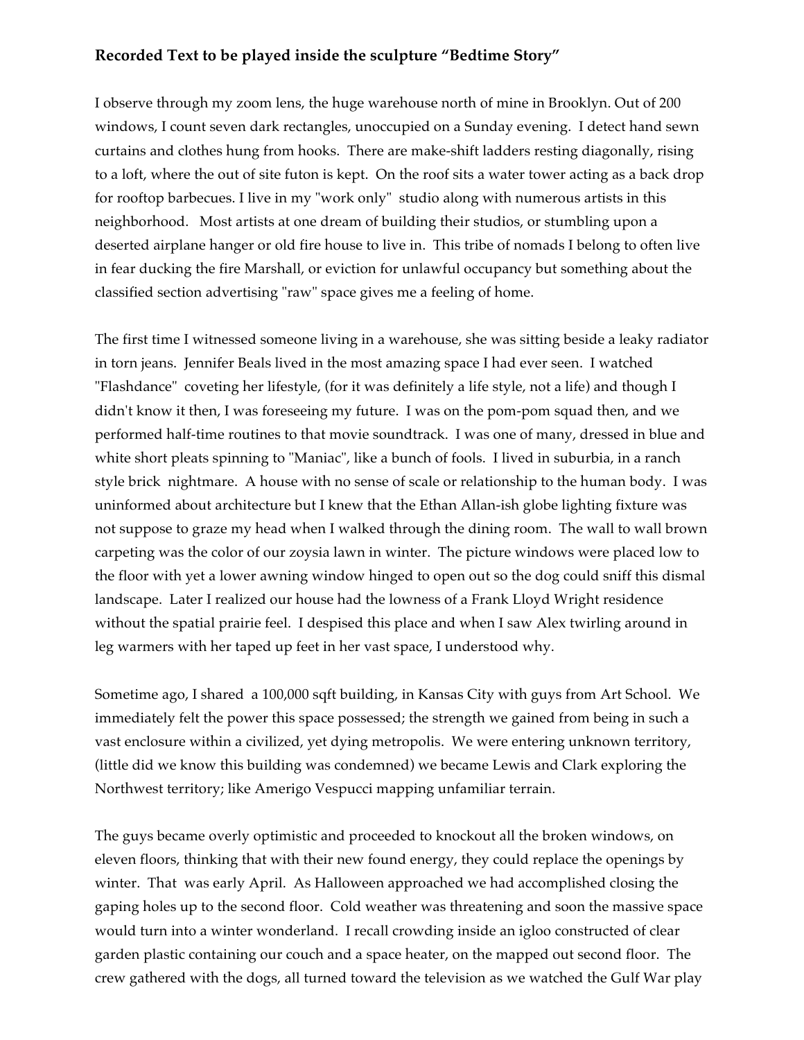**Recorded Text to be played inside the sculpture "Bedtime Story"**

I observe through my zoom lens, the huge warehouse north of mine in Brooklyn. Out of 200 windows, I count seven dark rectangles, unoccupied on a Sunday evening. I detect hand sewn curtains and clothes hung from hooks. There are make-shift ladders resting diagonally, rising to a loft, where the out of site futon is kept. On the roof sits a water tower acting as a back drop for rooftop barbecues. I live in my "work only" studio along with numerous artists in this neighborhood. Most artists at one dream of building their studios, or stumbling upon a deserted airplane hanger or old fire house to live in. This tribe of nomads I belong to often live in fear ducking the fire Marshall, or eviction for unlawful occupancy but something about the classified section advertising "raw" space gives me a feeling of home.

The first time I witnessed someone living in a warehouse, she was sitting beside a leaky radiator in torn jeans. Jennifer Beals lived in the most amazing space I had ever seen. I watched "Flashdance" coveting her lifestyle, (for it was definitely a life style, not a life) and though I didn't know it then, I was foreseeing my future. I was on the pom-pom squad then, and we performed half-time routines to that movie soundtrack. I was one of many, dressed in blue and white short pleats spinning to "Maniac", like a bunch of fools. I lived in suburbia, in a ranch style brick nightmare. A house with no sense of scale or relationship to the human body. I was uninformed about architecture but I knew that the Ethan Allan-ish globe lighting fixture was not suppose to graze my head when I walked through the dining room. The wall to wall brown carpeting was the color of our zoysia lawn in winter. The picture windows were placed low to the floor with yet a lower awning window hinged to open out so the dog could sniff this dismal landscape. Later I realized our house had the lowness of a Frank Lloyd Wright residence without the spatial prairie feel. I despised this place and when I saw Alex twirling around in leg warmers with her taped up feet in her vast space, I understood why.

Sometime ago, I shared a 100,000 sqft building, in Kansas City with guys from Art School. We immediately felt the power this space possessed; the strength we gained from being in such a vast enclosure within a civilized, yet dying metropolis. We were entering unknown territory, (little did we know this building was condemned) we became Lewis and Clark exploring the Northwest territory; like Amerigo Vespucci mapping unfamiliar terrain.

The guys became overly optimistic and proceeded to knockout all the broken windows, on eleven floors, thinking that with their new found energy, they could replace the openings by winter. That was early April. As Halloween approached we had accomplished closing the gaping holes up to the second floor. Cold weather was threatening and soon the massive space would turn into a winter wonderland. I recall crowding inside an igloo constructed of clear garden plastic containing our couch and a space heater, on the mapped out second floor. The crew gathered with the dogs, all turned toward the television as we watched the Gulf War play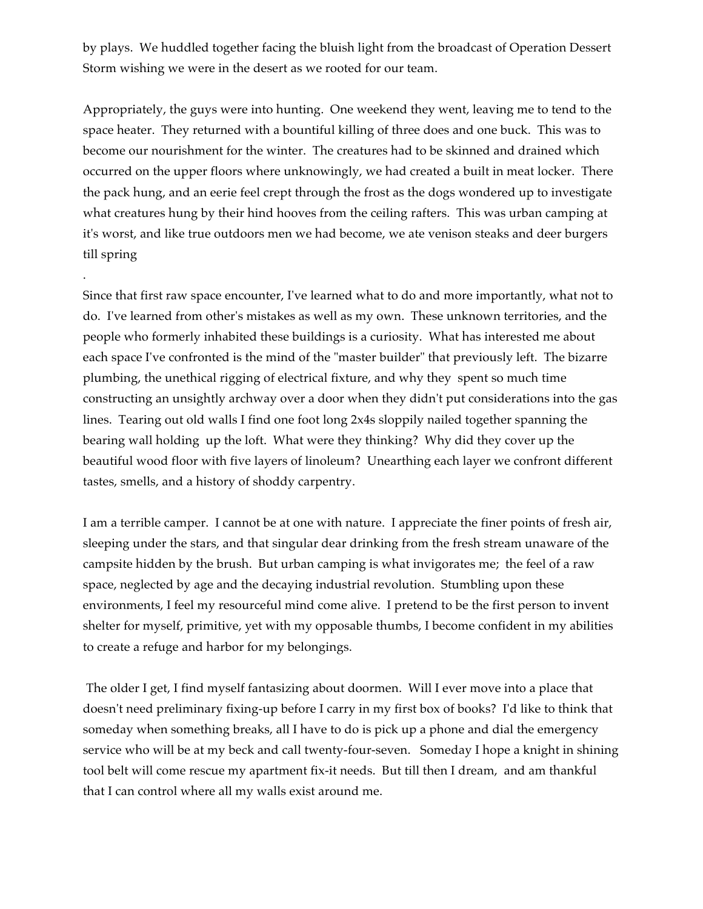by plays. We huddled together facing the bluish light from the broadcast of Operation Dessert Storm wishing we were in the desert as we rooted for our team.

Appropriately, the guys were into hunting. One weekend they went, leaving me to tend to the space heater. They returned with a bountiful killing of three does and one buck. This was to become our nourishment for the winter. The creatures had to be skinned and drained which occurred on the upper floors where unknowingly, we had created a built in meat locker. There the pack hung, and an eerie feel crept through the frost as the dogs wondered up to investigate what creatures hung by their hind hooves from the ceiling rafters. This was urban camping at it's worst, and like true outdoors men we had become, we ate venison steaks and deer burgers till spring

.

Since that first raw space encounter, I've learned what to do and more importantly, what not to do. I've learned from other's mistakes as well as my own. These unknown territories, and the people who formerly inhabited these buildings is a curiosity. What has interested me about each space I've confronted is the mind of the "master builder" that previously left. The bizarre plumbing, the unethical rigging of electrical fixture, and why they spent so much time constructing an unsightly archway over a door when they didn't put considerations into the gas lines. Tearing out old walls I find one foot long 2x4s sloppily nailed together spanning the bearing wall holding up the loft. What were they thinking? Why did they cover up the beautiful wood floor with five layers of linoleum? Unearthing each layer we confront different tastes, smells, and a history of shoddy carpentry.

I am a terrible camper. I cannot be at one with nature. I appreciate the finer points of fresh air, sleeping under the stars, and that singular dear drinking from the fresh stream unaware of the campsite hidden by the brush. But urban camping is what invigorates me; the feel of a raw space, neglected by age and the decaying industrial revolution. Stumbling upon these environments, I feel my resourceful mind come alive. I pretend to be the first person to invent shelter for myself, primitive, yet with my opposable thumbs, I become confident in my abilities to create a refuge and harbor for my belongings.

The older I get, I find myself fantasizing about doormen. Will I ever move into a place that doesn't need preliminary fixing-up before I carry in my first box of books? I'd like to think that someday when something breaks, all I have to do is pick up a phone and dial the emergency service who will be at my beck and call twenty-four-seven. Someday I hope a knight in shining tool belt will come rescue my apartment fix-it needs. But till then I dream, and am thankful that I can control where all my walls exist around me.